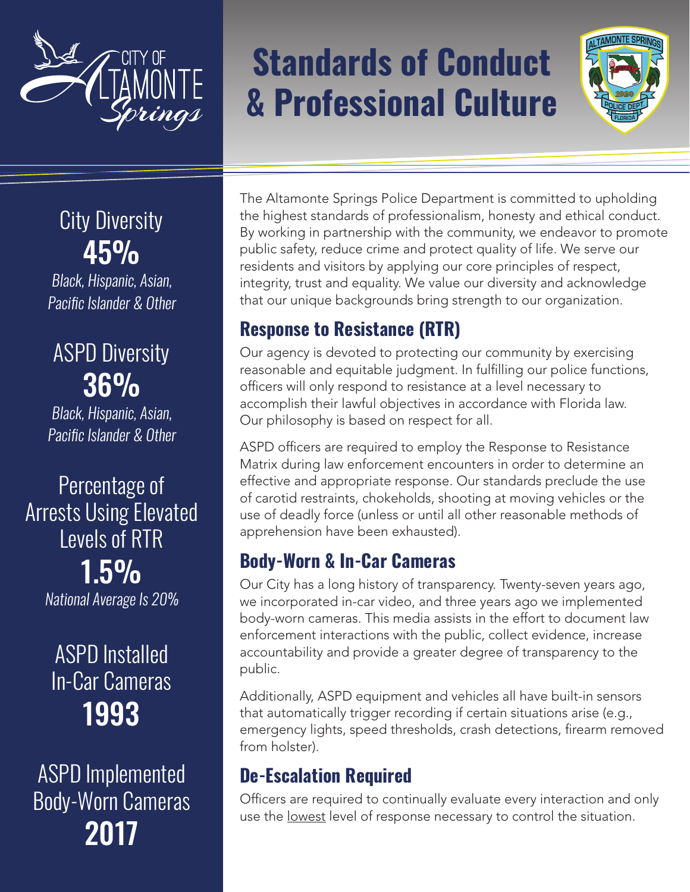# Standards of Conduct & Professional Culture

City Diversity
**45%**
*Black, Hispanic, Asian, Pacific Islander & Other*

ASPD Diversity
**36%**
*Black, Hispanic, Asian, Pacific Islander & Other*

Percentage of Arrests Using Elevated Levels of RTR
**1.5%**
*National Average Is 20%*

ASPD Installed In-Car Cameras
**1993**

ASPD Implemented Body-Worn Cameras
**2017**

The Altamonte Springs Police Department is committed to upholding the highest standards of professionalism, honesty and ethical conduct. By working in partnership with the community, we endeavor to promote public safety, reduce crime and protect quality of life. We serve our residents and visitors by applying our core principles of respect, integrity, trust and equality. We value our diversity and acknowledge that our unique backgrounds bring strength to our organization.

## Response to Resistance (RTR)

Our agency is devoted to protecting our community by exercising reasonable and equitable judgment. In fulfilling our police functions, officers will only respond to resistance at a level necessary to accomplish their lawful objectives in accordance with Florida law. Our philosophy is based on respect for all.

ASPD officers are required to employ the Response to Resistance Matrix during law enforcement encounters in order to determine an effective and appropriate response. Our standards preclude the use of carotid restraints, chokeholds, shooting at moving vehicles or the use of deadly force (unless or until all other reasonable methods of apprehension have been exhausted).

## Body-Worn & In-Car Cameras

Our City has a long history of transparency. Twenty-seven years ago, we incorporated in-car video, and three years ago we implemented body-worn cameras. This media assists in the effort to document law enforcement interactions with the public, collect evidence, increase accountability and provide a greater degree of transparency to the public.

Additionally, ASPD equipment and vehicles all have built-in sensors that automatically trigger recording if certain situations arise (e.g., emergency lights, speed thresholds, crash detections, firearm removed from holster).

## De-Escalation Required

Officers are required to continually evaluate every interaction and only use the lowest level of response necessary to control the situation.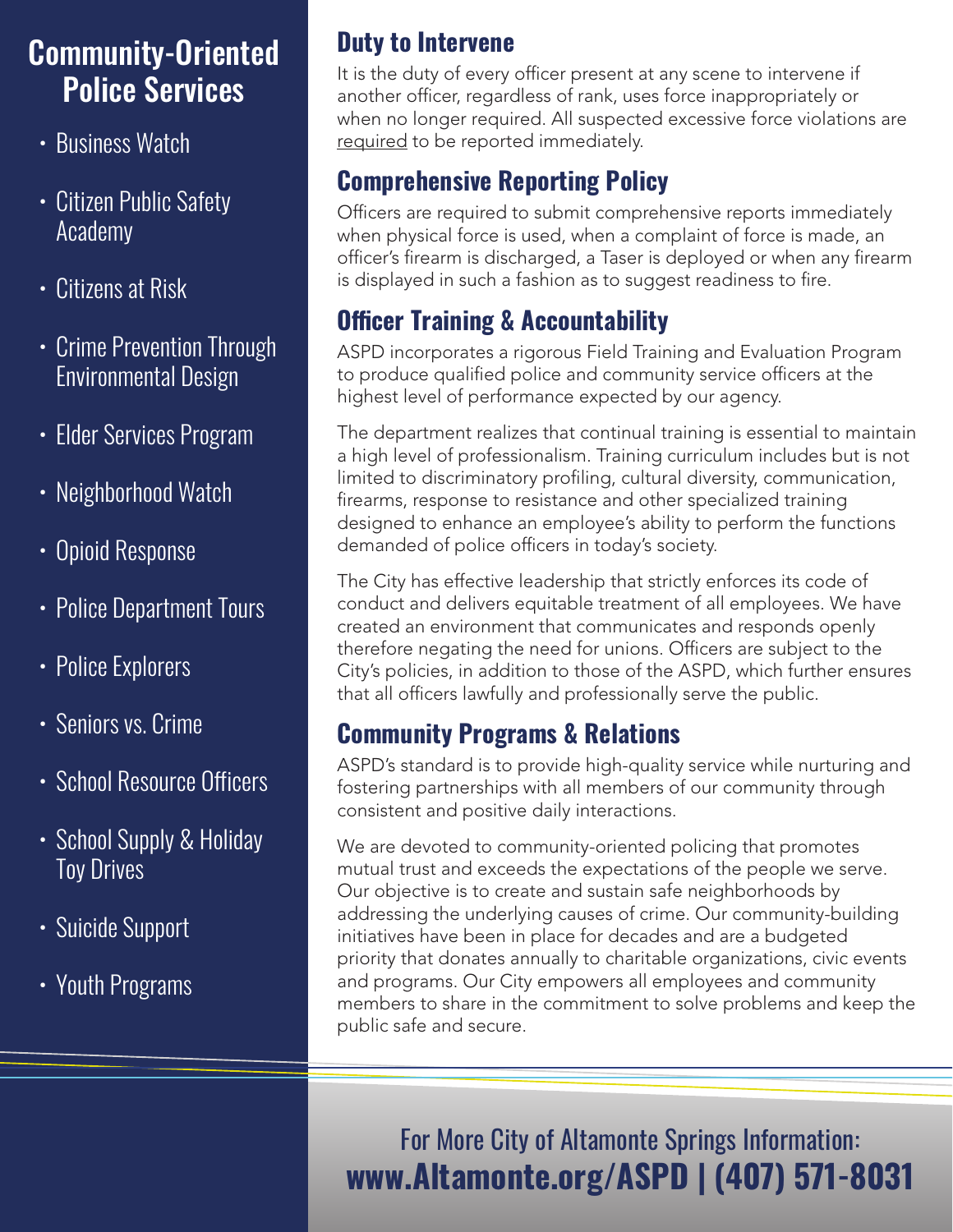## Community-Oriented Police Services

- Business Watch
- Citizen Public Safety Academy
- Citizens at Risk
- Crime Prevention Through Environmental Design
- Elder Services Program
- Neighborhood Watch
- Opioid Response
- Police Department Tours
- Police Explorers
- Seniors vs. Crime
- School Resource Officers
- School Supply & Holiday Toy Drives
- Suicide Support
- Youth Programs

## Duty to Intervene

It is the duty of every officer present at any scene to intervene if another officer, regardless of rank, uses force inappropriately or when no longer required. All suspected excessive force violations are required to be reported immediately.

## Comprehensive Reporting Policy

Officers are required to submit comprehensive reports immediately when physical force is used, when a complaint of force is made, an officer's firearm is discharged, a Taser is deployed or when any firearm is displayed in such a fashion as to suggest readiness to fire.

## Officer Training & Accountability

ASPD incorporates a rigorous Field Training and Evaluation Program to produce qualified police and community service officers at the highest level of performance expected by our agency.

The department realizes that continual training is essential to maintain a high level of professionalism. Training curriculum includes but is not limited to discriminatory profiling, cultural diversity, communication, firearms, response to resistance and other specialized training designed to enhance an employee's ability to perform the functions demanded of police officers in today's society.

The City has effective leadership that strictly enforces its code of conduct and delivers equitable treatment of all employees. We have created an environment that communicates and responds openly therefore negating the need for unions. Officers are subject to the City's policies, in addition to those of the ASPD, which further ensures that all officers lawfully and professionally serve the public.

## Community Programs & Relations

ASPD's standard is to provide high-quality service while nurturing and fostering partnerships with all members of our community through consistent and positive daily interactions.

We are devoted to community-oriented policing that promotes mutual trust and exceeds the expectations of the people we serve. Our objective is to create and sustain safe neighborhoods by addressing the underlying causes of crime. Our community-building initiatives have been in place for decades and are a budgeted priority that donates annually to charitable organizations, civic events and programs. Our City empowers all employees and community members to share in the commitment to solve problems and keep the public safe and secure.

For More City of Altamonte Springs Information:

**www.Altamonte.org/ASPD | (407) 571-8031**